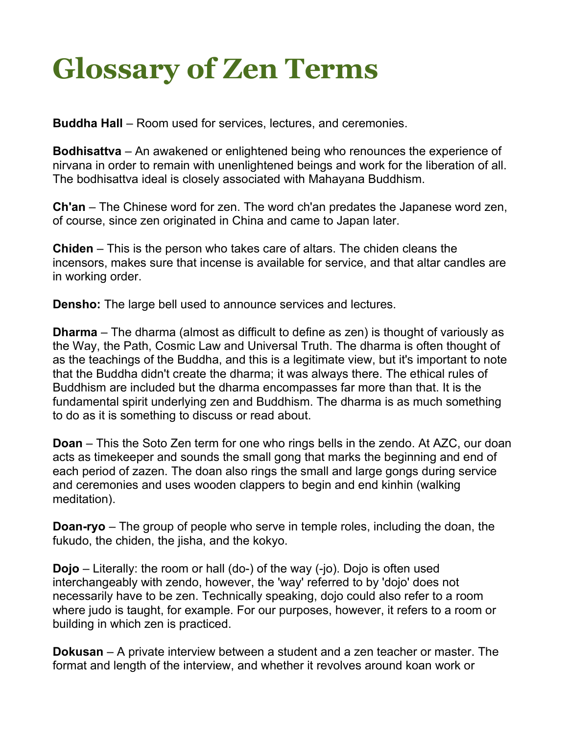# Glossary of Zen Terms

**Buddha Hall** – Room used for services, lectures, and ceremonies.

**Bodhisattva** – An awakened or enlightened being who renounces the experience of nirvana in order to remain with unenlightened beings and work for the liberation of all. The bodhisattva ideal is closely associated with Mahayana Buddhism.

**Ch'an** – The Chinese word for zen. The word ch'an predates the Japanese word zen, of course, since zen originated in China and came to Japan later.

**Chiden** – This is the person who takes care of altars. The chiden cleans the incensors, makes sure that incense is available for service, and that altar candles are in working order.

**Densho:** The large bell used to announce services and lectures.

**Dharma** – The dharma (almost as difficult to define as zen) is thought of variously as the Way, the Path, Cosmic Law and Universal Truth. The dharma is often thought of as the teachings of the Buddha, and this is a legitimate view, but it's important to note that the Buddha didn't create the dharma; it was always there. The ethical rules of Buddhism are included but the dharma encompasses far more than that. It is the fundamental spirit underlying zen and Buddhism. The dharma is as much something to do as it is something to discuss or read about.

**Doan** – This the Soto Zen term for one who rings bells in the zendo. At AZC, our doan acts as timekeeper and sounds the small gong that marks the beginning and end of each period of zazen. The doan also rings the small and large gongs during service and ceremonies and uses wooden clappers to begin and end kinhin (walking meditation).

**Doan-ryo** – The group of people who serve in temple roles, including the doan, the fukudo, the chiden, the jisha, and the kokyo.

**Dojo** – Literally: the room or hall (do-) of the way (-jo). Dojo is often used interchangeably with zendo, however, the 'way' referred to by 'dojo' does not necessarily have to be zen. Technically speaking, dojo could also refer to a room where judo is taught, for example. For our purposes, however, it refers to a room or building in which zen is practiced.

**Dokusan** – A private interview between a student and a zen teacher or master. The format and length of the interview, and whether it revolves around koan work or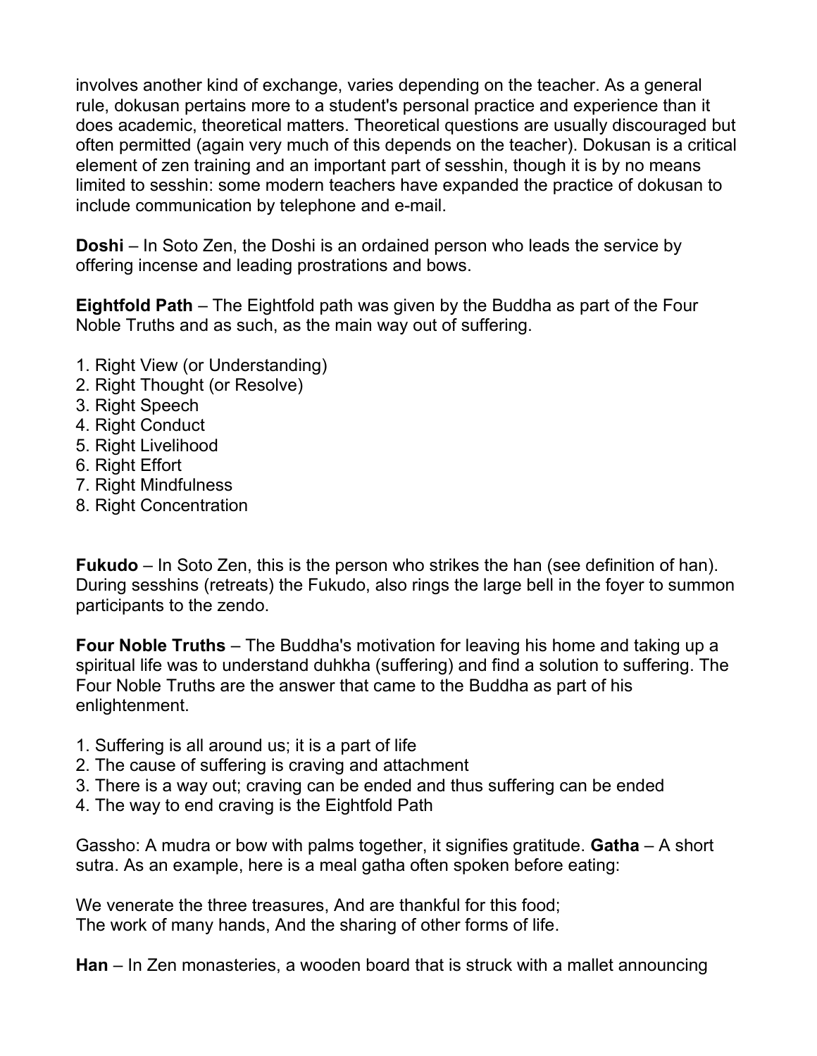involves another kind of exchange, varies depending on the teacher. As a general rule, dokusan pertains more to a student's personal practice and experience than it does academic, theoretical matters. Theoretical questions are usually discouraged but often permitted (again very much of this depends on the teacher). Dokusan is a critical element of zen training and an important part of sesshin, though it is by no means limited to sesshin: some modern teachers have expanded the practice of dokusan to include communication by telephone and e-mail.

**Doshi** – In Soto Zen, the Doshi is an ordained person who leads the service by offering incense and leading prostrations and bows.

**Eightfold Path** – The Eightfold path was given by the Buddha as part of the Four Noble Truths and as such, as the main way out of suffering.

1. Right View (or Understanding)
2. Right Thought (or Resolve)
3. Right Speech
4. Right Conduct
5. Right Livelihood
6. Right Effort
7. Right Mindfulness
8. Right Concentration

**Fukudo** – In Soto Zen, this is the person who strikes the han (see definition of han). During sesshins (retreats) the Fukudo, also rings the large bell in the foyer to summon participants to the zendo.

**Four Noble Truths** – The Buddha's motivation for leaving his home and taking up a spiritual life was to understand duhkha (suffering) and find a solution to suffering. The Four Noble Truths are the answer that came to the Buddha as part of his enlightenment.

1. Suffering is all around us; it is a part of life
2. The cause of suffering is craving and attachment
3. There is a way out; craving can be ended and thus suffering can be ended
4. The way to end craving is the Eightfold Path

Gassho: A mudra or bow with palms together, it signifies gratitude. **Gatha** – A short sutra. As an example, here is a meal gatha often spoken before eating:

We venerate the three treasures, And are thankful for this food;
The work of many hands, And the sharing of other forms of life.

**Han** – In Zen monasteries, a wooden board that is struck with a mallet announcing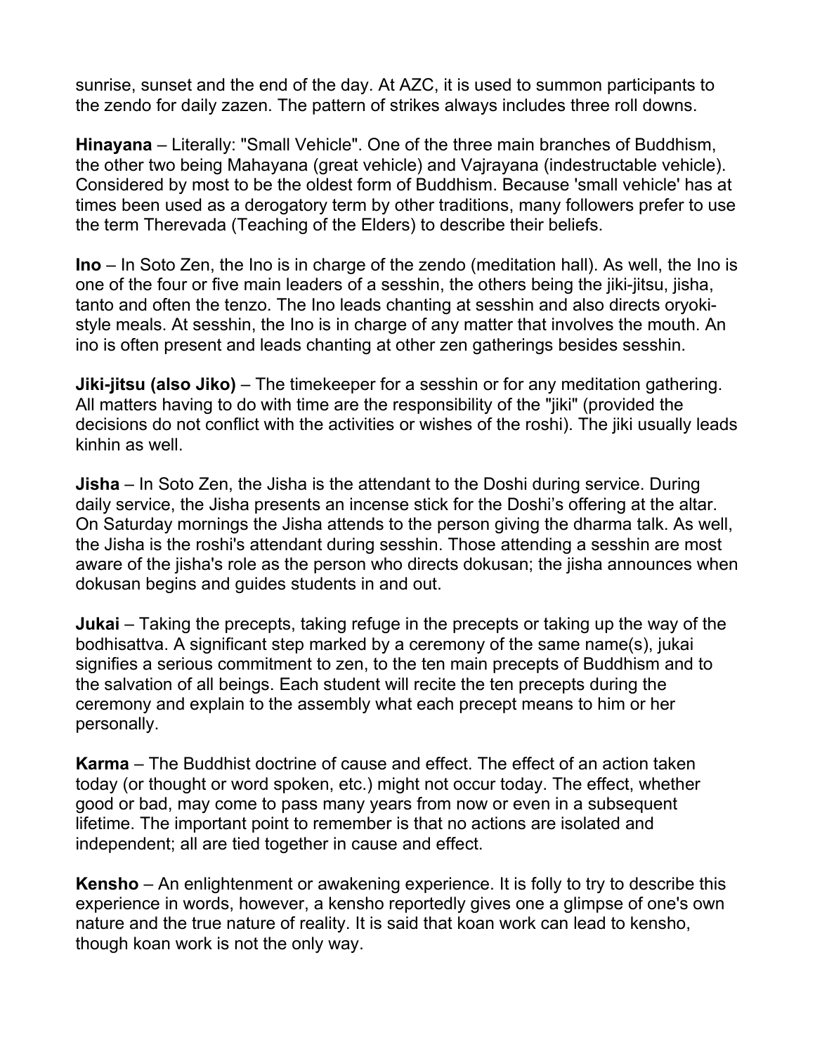sunrise, sunset and the end of the day. At AZC, it is used to summon participants to the zendo for daily zazen. The pattern of strikes always includes three roll downs.

**Hinayana** – Literally: "Small Vehicle". One of the three main branches of Buddhism, the other two being Mahayana (great vehicle) and Vajrayana (indestructable vehicle). Considered by most to be the oldest form of Buddhism. Because 'small vehicle' has at times been used as a derogatory term by other traditions, many followers prefer to use the term Therevada (Teaching of the Elders) to describe their beliefs.

**Ino** – In Soto Zen, the Ino is in charge of the zendo (meditation hall). As well, the Ino is one of the four or five main leaders of a sesshin, the others being the jiki-jitsu, jisha, tanto and often the tenzo. The Ino leads chanting at sesshin and also directs oryoki-style meals. At sesshin, the Ino is in charge of any matter that involves the mouth. An ino is often present and leads chanting at other zen gatherings besides sesshin.

**Jiki-jitsu (also Jiko)** – The timekeeper for a sesshin or for any meditation gathering. All matters having to do with time are the responsibility of the "jiki" (provided the decisions do not conflict with the activities or wishes of the roshi). The jiki usually leads kinhin as well.

**Jisha** – In Soto Zen, the Jisha is the attendant to the Doshi during service. During daily service, the Jisha presents an incense stick for the Doshi's offering at the altar. On Saturday mornings the Jisha attends to the person giving the dharma talk. As well, the Jisha is the roshi's attendant during sesshin. Those attending a sesshin are most aware of the jisha's role as the person who directs dokusan; the jisha announces when dokusan begins and guides students in and out.

**Jukai** – Taking the precepts, taking refuge in the precepts or taking up the way of the bodhisattva. A significant step marked by a ceremony of the same name(s), jukai signifies a serious commitment to zen, to the ten main precepts of Buddhism and to the salvation of all beings. Each student will recite the ten precepts during the ceremony and explain to the assembly what each precept means to him or her personally.

**Karma** – The Buddhist doctrine of cause and effect. The effect of an action taken today (or thought or word spoken, etc.) might not occur today. The effect, whether good or bad, may come to pass many years from now or even in a subsequent lifetime. The important point to remember is that no actions are isolated and independent; all are tied together in cause and effect.

**Kensho** – An enlightenment or awakening experience. It is folly to try to describe this experience in words, however, a kensho reportedly gives one a glimpse of one's own nature and the true nature of reality. It is said that koan work can lead to kensho, though koan work is not the only way.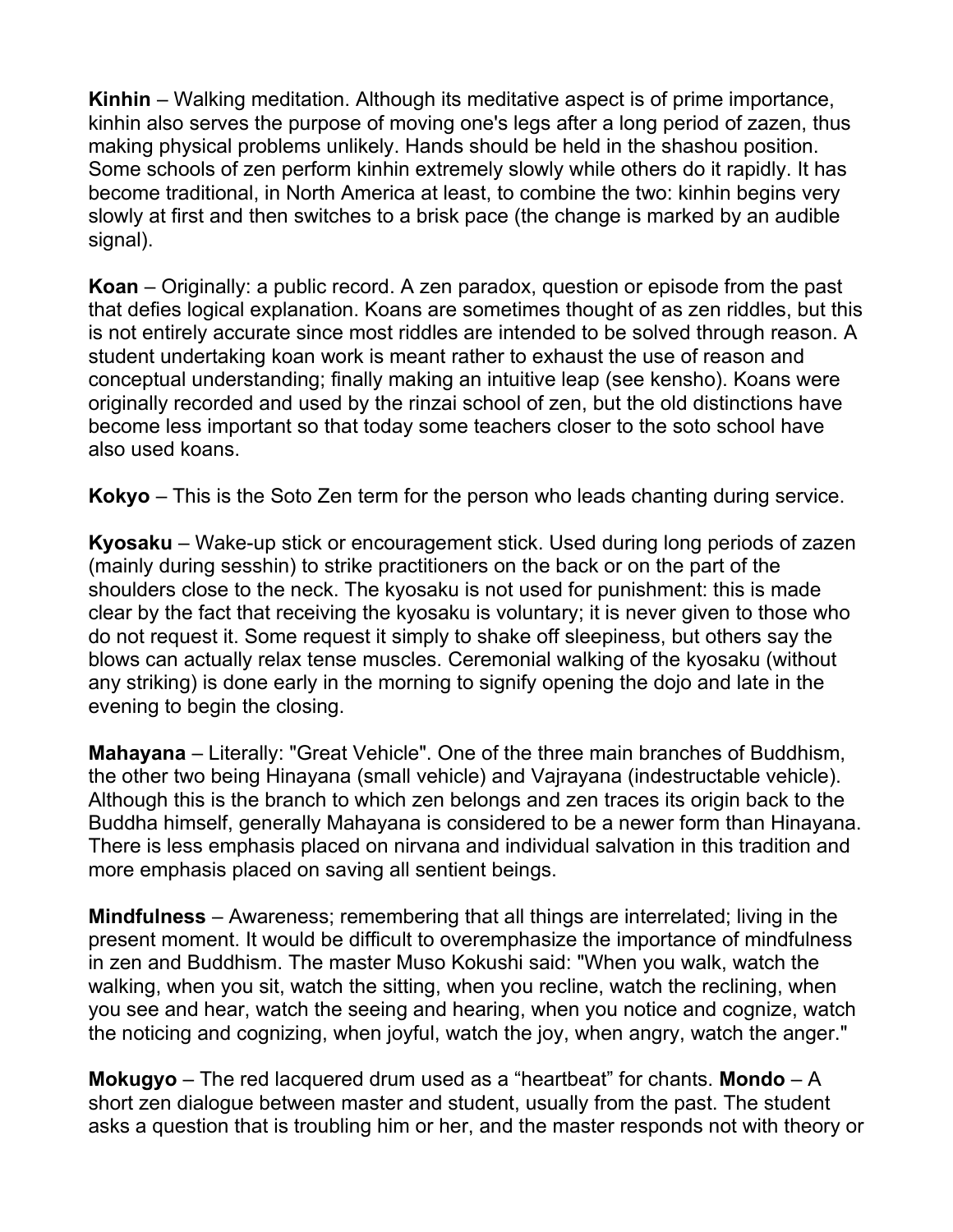**Kinhin** – Walking meditation. Although its meditative aspect is of prime importance, kinhin also serves the purpose of moving one's legs after a long period of zazen, thus making physical problems unlikely. Hands should be held in the shashou position. Some schools of zen perform kinhin extremely slowly while others do it rapidly. It has become traditional, in North America at least, to combine the two: kinhin begins very slowly at first and then switches to a brisk pace (the change is marked by an audible signal).

**Koan** – Originally: a public record. A zen paradox, question or episode from the past that defies logical explanation. Koans are sometimes thought of as zen riddles, but this is not entirely accurate since most riddles are intended to be solved through reason. A student undertaking koan work is meant rather to exhaust the use of reason and conceptual understanding; finally making an intuitive leap (see kensho). Koans were originally recorded and used by the rinzai school of zen, but the old distinctions have become less important so that today some teachers closer to the soto school have also used koans.

**Kokyo** – This is the Soto Zen term for the person who leads chanting during service.

**Kyosaku** – Wake-up stick or encouragement stick. Used during long periods of zazen (mainly during sesshin) to strike practitioners on the back or on the part of the shoulders close to the neck. The kyosaku is not used for punishment: this is made clear by the fact that receiving the kyosaku is voluntary; it is never given to those who do not request it. Some request it simply to shake off sleepiness, but others say the blows can actually relax tense muscles. Ceremonial walking of the kyosaku (without any striking) is done early in the morning to signify opening the dojo and late in the evening to begin the closing.

**Mahayana** – Literally: "Great Vehicle". One of the three main branches of Buddhism, the other two being Hinayana (small vehicle) and Vajrayana (indestructable vehicle). Although this is the branch to which zen belongs and zen traces its origin back to the Buddha himself, generally Mahayana is considered to be a newer form than Hinayana. There is less emphasis placed on nirvana and individual salvation in this tradition and more emphasis placed on saving all sentient beings.

**Mindfulness** – Awareness; remembering that all things are interrelated; living in the present moment. It would be difficult to overemphasize the importance of mindfulness in zen and Buddhism. The master Muso Kokushi said: "When you walk, watch the walking, when you sit, watch the sitting, when you recline, watch the reclining, when you see and hear, watch the seeing and hearing, when you notice and cognize, watch the noticing and cognizing, when joyful, watch the joy, when angry, watch the anger."

**Mokugyo** – The red lacquered drum used as a "heartbeat" for chants. **Mondo** – A short zen dialogue between master and student, usually from the past. The student asks a question that is troubling him or her, and the master responds not with theory or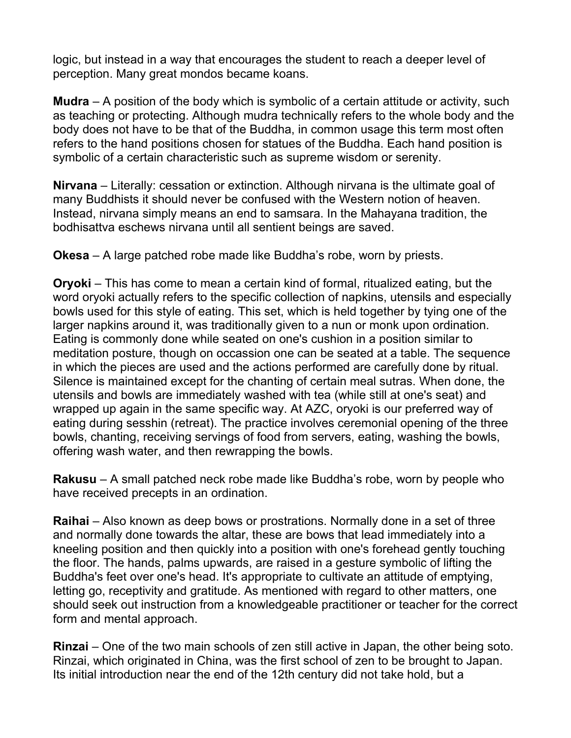logic, but instead in a way that encourages the student to reach a deeper level of perception. Many great mondos became koans.

**Mudra** – A position of the body which is symbolic of a certain attitude or activity, such as teaching or protecting. Although mudra technically refers to the whole body and the body does not have to be that of the Buddha, in common usage this term most often refers to the hand positions chosen for statues of the Buddha. Each hand position is symbolic of a certain characteristic such as supreme wisdom or serenity.

**Nirvana** – Literally: cessation or extinction. Although nirvana is the ultimate goal of many Buddhists it should never be confused with the Western notion of heaven. Instead, nirvana simply means an end to samsara. In the Mahayana tradition, the bodhisattva eschews nirvana until all sentient beings are saved.

**Okesa** – A large patched robe made like Buddha's robe, worn by priests.

**Oryoki** – This has come to mean a certain kind of formal, ritualized eating, but the word oryoki actually refers to the specific collection of napkins, utensils and especially bowls used for this style of eating. This set, which is held together by tying one of the larger napkins around it, was traditionally given to a nun or monk upon ordination. Eating is commonly done while seated on one's cushion in a position similar to meditation posture, though on occassion one can be seated at a table. The sequence in which the pieces are used and the actions performed are carefully done by ritual. Silence is maintained except for the chanting of certain meal sutras. When done, the utensils and bowls are immediately washed with tea (while still at one's seat) and wrapped up again in the same specific way. At AZC, oryoki is our preferred way of eating during sesshin (retreat). The practice involves ceremonial opening of the three bowls, chanting, receiving servings of food from servers, eating, washing the bowls, offering wash water, and then rewrapping the bowls.

**Rakusu** – A small patched neck robe made like Buddha's robe, worn by people who have received precepts in an ordination.

**Raihai** – Also known as deep bows or prostrations. Normally done in a set of three and normally done towards the altar, these are bows that lead immediately into a kneeling position and then quickly into a position with one's forehead gently touching the floor. The hands, palms upwards, are raised in a gesture symbolic of lifting the Buddha's feet over one's head. It's appropriate to cultivate an attitude of emptying, letting go, receptivity and gratitude. As mentioned with regard to other matters, one should seek out instruction from a knowledgeable practitioner or teacher for the correct form and mental approach.

**Rinzai** – One of the two main schools of zen still active in Japan, the other being soto. Rinzai, which originated in China, was the first school of zen to be brought to Japan. Its initial introduction near the end of the 12th century did not take hold, but a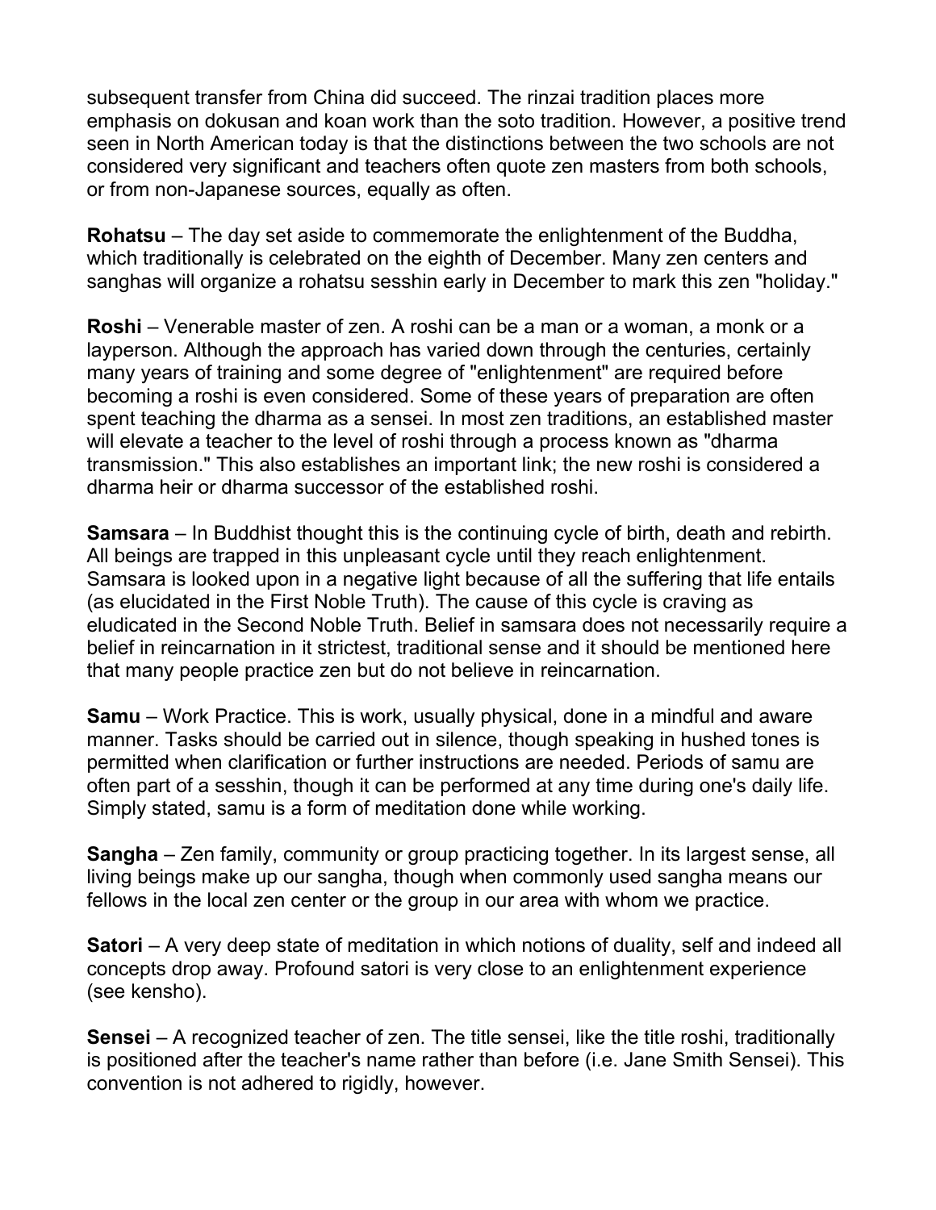subsequent transfer from China did succeed. The rinzai tradition places more emphasis on dokusan and koan work than the soto tradition. However, a positive trend seen in North American today is that the distinctions between the two schools are not considered very significant and teachers often quote zen masters from both schools, or from non-Japanese sources, equally as often.

**Rohatsu** – The day set aside to commemorate the enlightenment of the Buddha, which traditionally is celebrated on the eighth of December. Many zen centers and sanghas will organize a rohatsu sesshin early in December to mark this zen "holiday."

**Roshi** – Venerable master of zen. A roshi can be a man or a woman, a monk or a layperson. Although the approach has varied down through the centuries, certainly many years of training and some degree of "enlightenment" are required before becoming a roshi is even considered. Some of these years of preparation are often spent teaching the dharma as a sensei. In most zen traditions, an established master will elevate a teacher to the level of roshi through a process known as "dharma transmission." This also establishes an important link; the new roshi is considered a dharma heir or dharma successor of the established roshi.

**Samsara** – In Buddhist thought this is the continuing cycle of birth, death and rebirth. All beings are trapped in this unpleasant cycle until they reach enlightenment. Samsara is looked upon in a negative light because of all the suffering that life entails (as elucidated in the First Noble Truth). The cause of this cycle is craving as eludicated in the Second Noble Truth. Belief in samsara does not necessarily require a belief in reincarnation in it strictest, traditional sense and it should be mentioned here that many people practice zen but do not believe in reincarnation.

**Samu** – Work Practice. This is work, usually physical, done in a mindful and aware manner. Tasks should be carried out in silence, though speaking in hushed tones is permitted when clarification or further instructions are needed. Periods of samu are often part of a sesshin, though it can be performed at any time during one's daily life. Simply stated, samu is a form of meditation done while working.

**Sangha** – Zen family, community or group practicing together. In its largest sense, all living beings make up our sangha, though when commonly used sangha means our fellows in the local zen center or the group in our area with whom we practice.

**Satori** – A very deep state of meditation in which notions of duality, self and indeed all concepts drop away. Profound satori is very close to an enlightenment experience (see kensho).

**Sensei** – A recognized teacher of zen. The title sensei, like the title roshi, traditionally is positioned after the teacher's name rather than before (i.e. Jane Smith Sensei). This convention is not adhered to rigidly, however.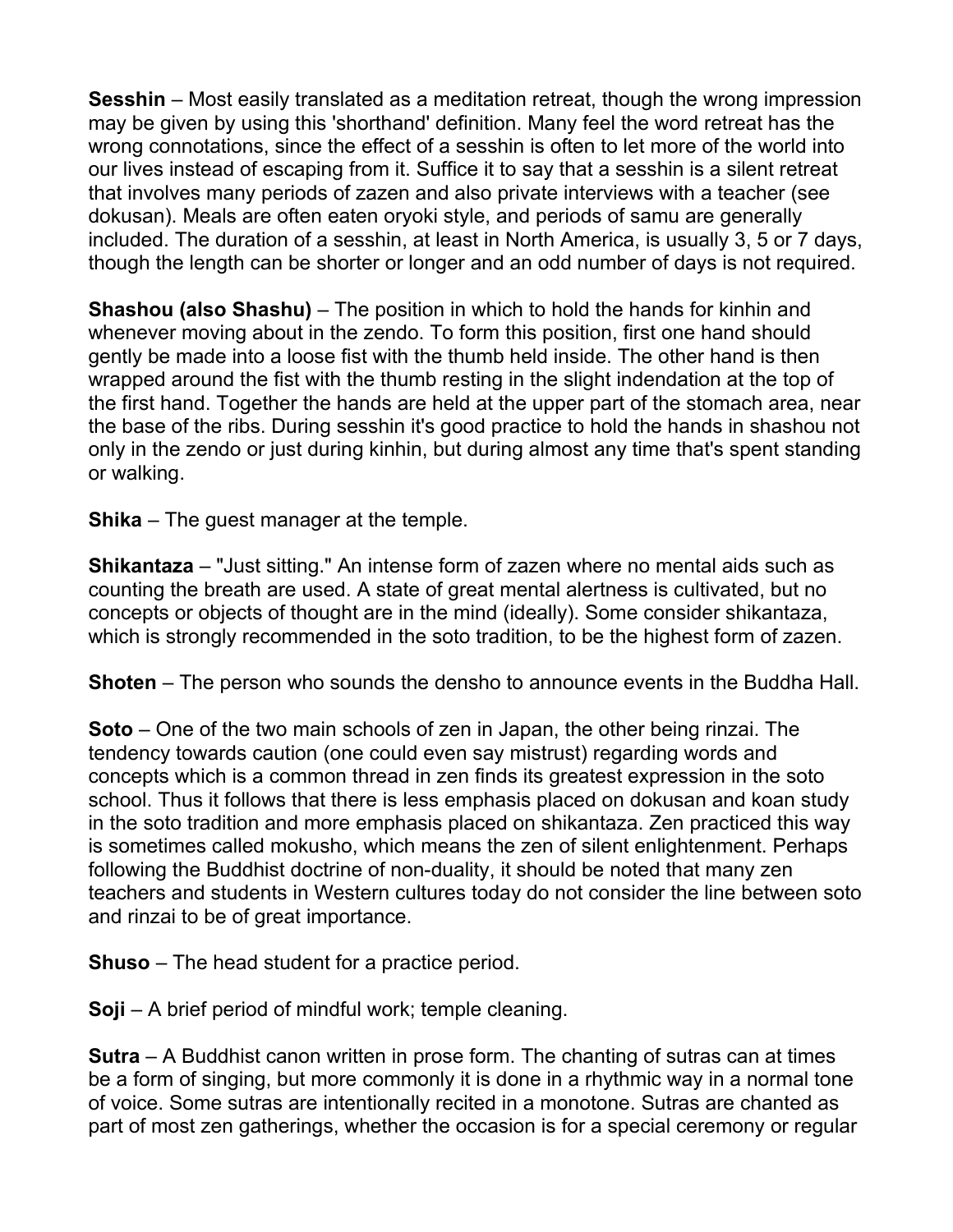**Sesshin** – Most easily translated as a meditation retreat, though the wrong impression may be given by using this 'shorthand' definition. Many feel the word retreat has the wrong connotations, since the effect of a sesshin is often to let more of the world into our lives instead of escaping from it. Suffice it to say that a sesshin is a silent retreat that involves many periods of zazen and also private interviews with a teacher (see dokusan). Meals are often eaten oryoki style, and periods of samu are generally included. The duration of a sesshin, at least in North America, is usually 3, 5 or 7 days, though the length can be shorter or longer and an odd number of days is not required.

**Shashou (also Shashu)** – The position in which to hold the hands for kinhin and whenever moving about in the zendo. To form this position, first one hand should gently be made into a loose fist with the thumb held inside. The other hand is then wrapped around the fist with the thumb resting in the slight indendation at the top of the first hand. Together the hands are held at the upper part of the stomach area, near the base of the ribs. During sesshin it's good practice to hold the hands in shashou not only in the zendo or just during kinhin, but during almost any time that's spent standing or walking.

**Shika** – The guest manager at the temple.

**Shikantaza** – "Just sitting." An intense form of zazen where no mental aids such as counting the breath are used. A state of great mental alertness is cultivated, but no concepts or objects of thought are in the mind (ideally). Some consider shikantaza, which is strongly recommended in the soto tradition, to be the highest form of zazen.

**Shoten** – The person who sounds the densho to announce events in the Buddha Hall.

**Soto** – One of the two main schools of zen in Japan, the other being rinzai. The tendency towards caution (one could even say mistrust) regarding words and concepts which is a common thread in zen finds its greatest expression in the soto school. Thus it follows that there is less emphasis placed on dokusan and koan study in the soto tradition and more emphasis placed on shikantaza. Zen practiced this way is sometimes called mokusho, which means the zen of silent enlightenment. Perhaps following the Buddhist doctrine of non-duality, it should be noted that many zen teachers and students in Western cultures today do not consider the line between soto and rinzai to be of great importance.

**Shuso** – The head student for a practice period.

**Soji** – A brief period of mindful work; temple cleaning.

**Sutra** – A Buddhist canon written in prose form. The chanting of sutras can at times be a form of singing, but more commonly it is done in a rhythmic way in a normal tone of voice. Some sutras are intentionally recited in a monotone. Sutras are chanted as part of most zen gatherings, whether the occasion is for a special ceremony or regular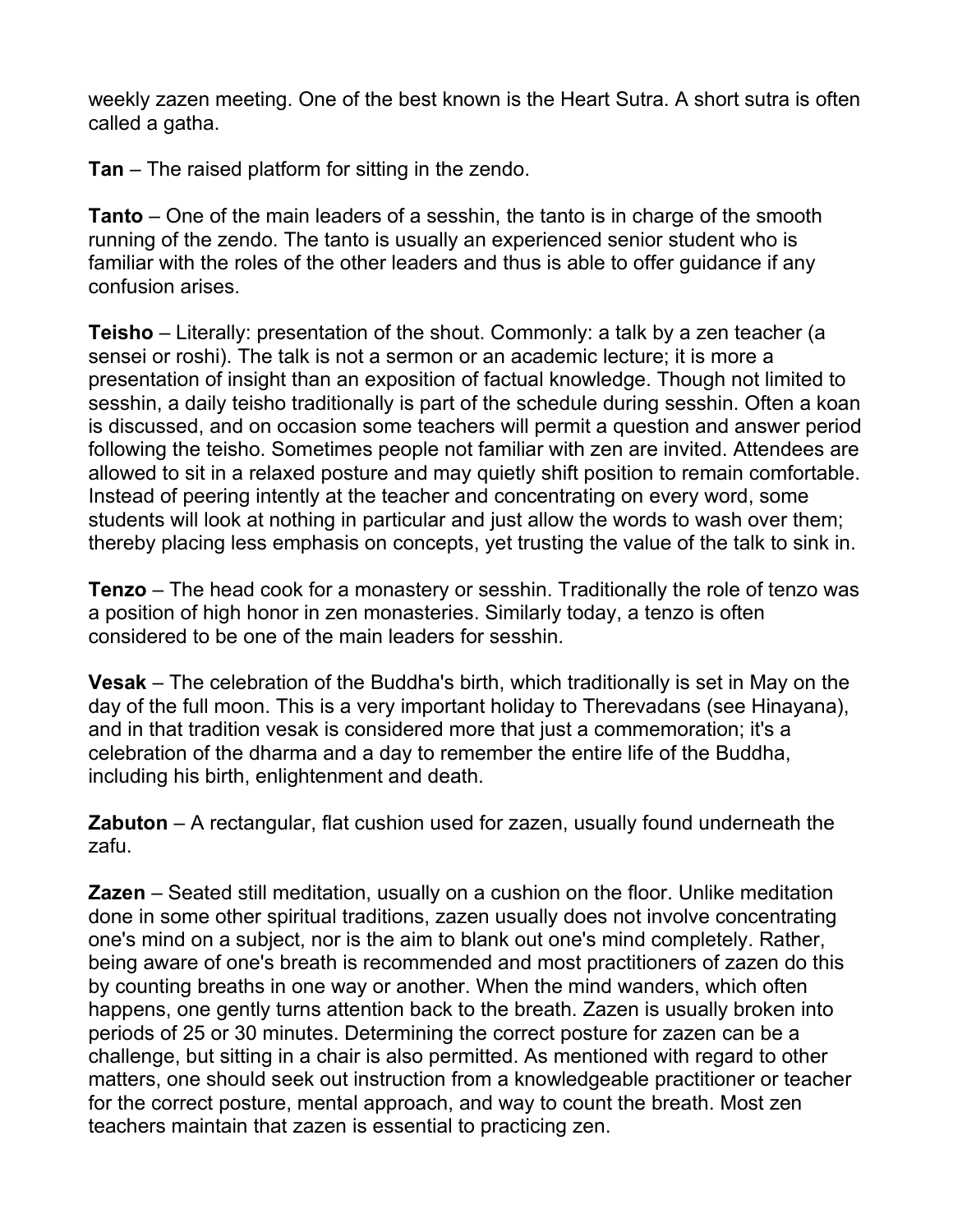weekly zazen meeting. One of the best known is the Heart Sutra. A short sutra is often called a gatha.

**Tan** – The raised platform for sitting in the zendo.

**Tanto** – One of the main leaders of a sesshin, the tanto is in charge of the smooth running of the zendo. The tanto is usually an experienced senior student who is familiar with the roles of the other leaders and thus is able to offer guidance if any confusion arises.

**Teisho** – Literally: presentation of the shout. Commonly: a talk by a zen teacher (a sensei or roshi). The talk is not a sermon or an academic lecture; it is more a presentation of insight than an exposition of factual knowledge. Though not limited to sesshin, a daily teisho traditionally is part of the schedule during sesshin. Often a koan is discussed, and on occasion some teachers will permit a question and answer period following the teisho. Sometimes people not familiar with zen are invited. Attendees are allowed to sit in a relaxed posture and may quietly shift position to remain comfortable. Instead of peering intently at the teacher and concentrating on every word, some students will look at nothing in particular and just allow the words to wash over them; thereby placing less emphasis on concepts, yet trusting the value of the talk to sink in.

**Tenzo** – The head cook for a monastery or sesshin. Traditionally the role of tenzo was a position of high honor in zen monasteries. Similarly today, a tenzo is often considered to be one of the main leaders for sesshin.

**Vesak** – The celebration of the Buddha's birth, which traditionally is set in May on the day of the full moon. This is a very important holiday to Therevadans (see Hinayana), and in that tradition vesak is considered more that just a commemoration; it's a celebration of the dharma and a day to remember the entire life of the Buddha, including his birth, enlightenment and death.

**Zabuton** – A rectangular, flat cushion used for zazen, usually found underneath the zafu.

**Zazen** – Seated still meditation, usually on a cushion on the floor. Unlike meditation done in some other spiritual traditions, zazen usually does not involve concentrating one's mind on a subject, nor is the aim to blank out one's mind completely. Rather, being aware of one's breath is recommended and most practitioners of zazen do this by counting breaths in one way or another. When the mind wanders, which often happens, one gently turns attention back to the breath. Zazen is usually broken into periods of 25 or 30 minutes. Determining the correct posture for zazen can be a challenge, but sitting in a chair is also permitted. As mentioned with regard to other matters, one should seek out instruction from a knowledgeable practitioner or teacher for the correct posture, mental approach, and way to count the breath. Most zen teachers maintain that zazen is essential to practicing zen.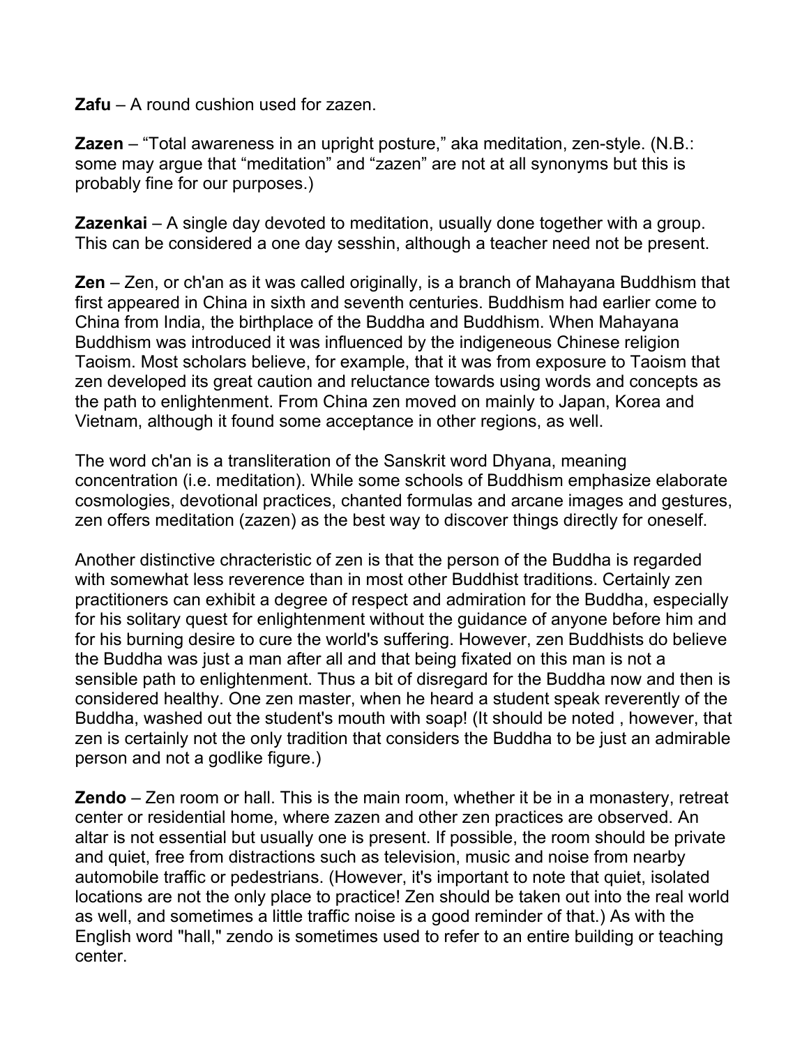**Zafu** – A round cushion used for zazen.

**Zazen** – “Total awareness in an upright posture,” aka meditation, zen-style. (N.B.: some may argue that “meditation” and “zazen” are not at all synonyms but this is probably fine for our purposes.)

**Zazenkai** – A single day devoted to meditation, usually done together with a group. This can be considered a one day sesshin, although a teacher need not be present.

**Zen** – Zen, or ch'an as it was called originally, is a branch of Mahayana Buddhism that first appeared in China in sixth and seventh centuries. Buddhism had earlier come to China from India, the birthplace of the Buddha and Buddhism. When Mahayana Buddhism was introduced it was influenced by the indigeneous Chinese religion Taoism. Most scholars believe, for example, that it was from exposure to Taoism that zen developed its great caution and reluctance towards using words and concepts as the path to enlightenment. From China zen moved on mainly to Japan, Korea and Vietnam, although it found some acceptance in other regions, as well.

The word ch'an is a transliteration of the Sanskrit word Dhyana, meaning concentration (i.e. meditation). While some schools of Buddhism emphasize elaborate cosmologies, devotional practices, chanted formulas and arcane images and gestures, zen offers meditation (zazen) as the best way to discover things directly for oneself.

Another distinctive chracteristic of zen is that the person of the Buddha is regarded with somewhat less reverence than in most other Buddhist traditions. Certainly zen practitioners can exhibit a degree of respect and admiration for the Buddha, especially for his solitary quest for enlightenment without the guidance of anyone before him and for his burning desire to cure the world's suffering. However, zen Buddhists do believe the Buddha was just a man after all and that being fixated on this man is not a sensible path to enlightenment. Thus a bit of disregard for the Buddha now and then is considered healthy. One zen master, when he heard a student speak reverently of the Buddha, washed out the student's mouth with soap! (It should be noted , however, that zen is certainly not the only tradition that considers the Buddha to be just an admirable person and not a godlike figure.)

**Zendo** – Zen room or hall. This is the main room, whether it be in a monastery, retreat center or residential home, where zazen and other zen practices are observed. An altar is not essential but usually one is present. If possible, the room should be private and quiet, free from distractions such as television, music and noise from nearby automobile traffic or pedestrians. (However, it's important to note that quiet, isolated locations are not the only place to practice! Zen should be taken out into the real world as well, and sometimes a little traffic noise is a good reminder of that.) As with the English word "hall," zendo is sometimes used to refer to an entire building or teaching center.